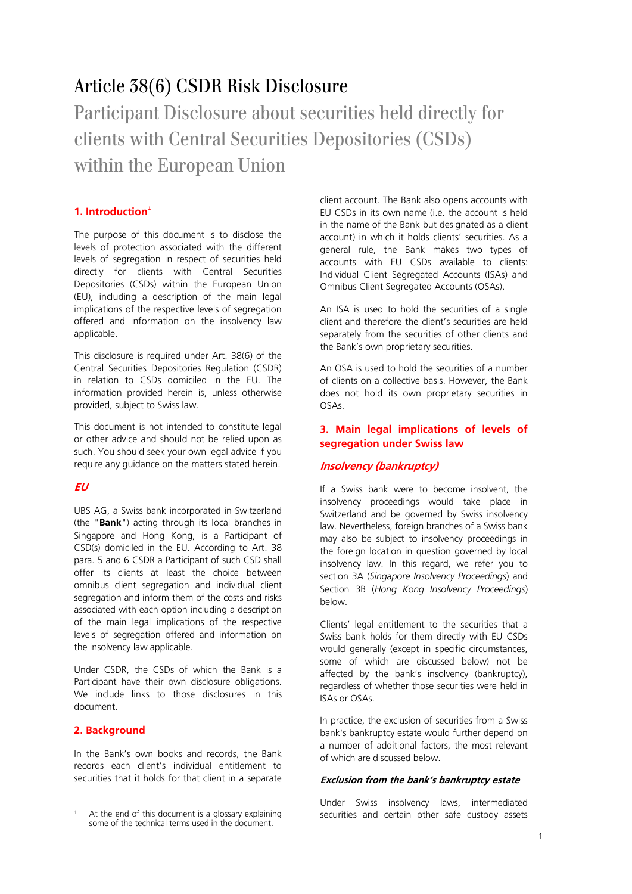# Article 38(6) CSDR Risk Disclosure

Participant Disclosure about securities held directly for clients with Central Securities Depositories (CSDs) within the European Union

## 1. Introduction[1]

The purpose of this document is to disclose the levels of protection associated with the different levels of segregation in respect of securities held directly for clients with Central Securities Depositories (CSDs) within the European Union (EU), including a description of the main legal implications of the respective levels of segregation offered and information on the insolvency law applicable.

This disclosure is required under Art. 38(6) of the Central Securities Depositories Regulation (CSDR) in relation to CSDs domiciled in the EU. The information provided herein is, unless otherwise provided, subject to Swiss law.

This document is not intended to constitute legal or other advice and should not be relied upon as such. You should seek your own legal advice if you require any guidance on the matters stated herein.

### *EU*

UBS AG, a Swiss bank incorporated in Switzerland (the "**Bank**") acting through its local branches in Singapore and Hong Kong, is a Participant of CSD(s) domiciled in the EU. According to Art. 38 para. 5 and 6 CSDR a Participant of such CSD shall offer its clients at least the choice between omnibus client segregation and individual client segregation and inform them of the costs and risks associated with each option including a description of the main legal implications of the respective levels of segregation offered and information on the insolvency law applicable.

Under CSDR, the CSDs of which the Bank is a Participant have their own disclosure obligations. We include links to those disclosures in this document.

## 2. Background

In the Bank's own books and records, the Bank records each client's individual entitlement to securities that it holds for that client in a separate client account. The Bank also opens accounts with EU CSDs in its own name (i.e. the account is held in the name of the Bank but designated as a client account) in which it holds clients' securities. As a general rule, the Bank makes two types of accounts with EU CSDs available to clients: Individual Client Segregated Accounts (ISAs) and Omnibus Client Segregated Accounts (OSAs).

An ISA is used to hold the securities of a single client and therefore the client's securities are held separately from the securities of other clients and the Bank's own proprietary securities.

An OSA is used to hold the securities of a number of clients on a collective basis. However, the Bank does not hold its own proprietary securities in OSAs.

## 3. Main legal implications of levels of segregation under Swiss law

### *Insolvency (bankruptcy)*

If a Swiss bank were to become insolvent, the insolvency proceedings would take place in Switzerland and be governed by Swiss insolvency law. Nevertheless, foreign branches of a Swiss bank may also be subject to insolvency proceedings in the foreign location in question governed by local insolvency law. In this regard, we refer you to section 3A (*Singapore Insolvency Proceedings*) and Section 3B (*Hong Kong Insolvency Proceedings*) below.

Clients' legal entitlement to the securities that a Swiss bank holds for them directly with EU CSDs would generally (except in specific circumstances, some of which are discussed below) not be affected by the bank's insolvency (bankruptcy), regardless of whether those securities were held in ISAs or OSAs.

In practice, the exclusion of securities from a Swiss bank's bankruptcy estate would further depend on a number of additional factors, the most relevant of which are discussed below.

#### *Exclusion from the bank's bankruptcy estate*

Under Swiss insolvency laws, intermediated securities and certain other safe custody assets

[1] At the end of this document is a glossary explaining some of the technical terms used in the document.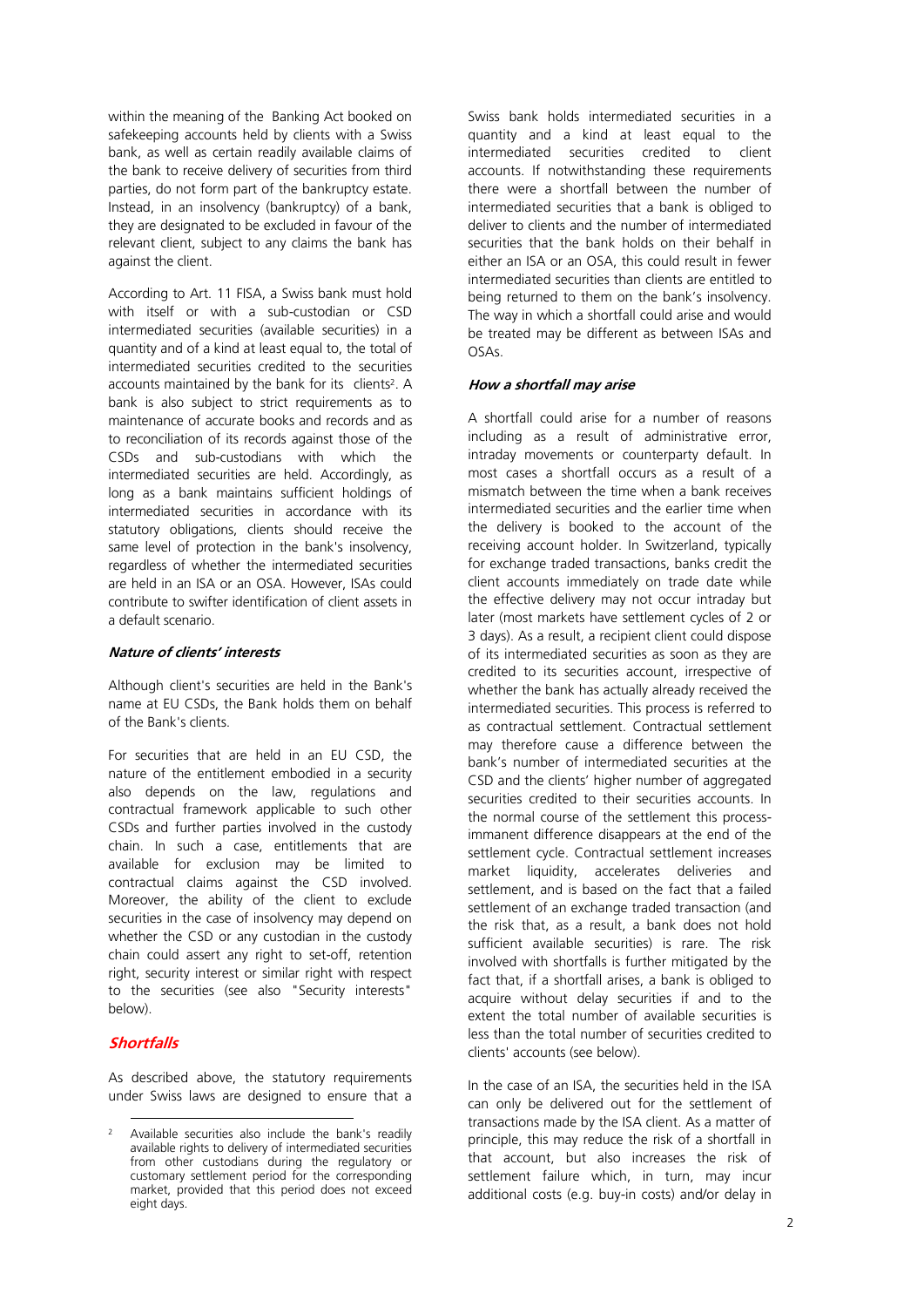within the meaning of the Banking Act booked on safekeeping accounts held by clients with a Swiss bank, as well as certain readily available claims of the bank to receive delivery of securities from third parties, do not form part of the bankruptcy estate. Instead, in an insolvency (bankruptcy) of a bank, they are designated to be excluded in favour of the relevant client, subject to any claims the bank has against the client.

According to Art. 11 FISA, a Swiss bank must hold with itself or with a sub-custodian or CSD intermediated securities (available securities) in a quantity and of a kind at least equal to, the total of intermediated securities credited to the securities accounts maintained by the bank for its clients[2]. A bank is also subject to strict requirements as to maintenance of accurate books and records and as to reconciliation of its records against those of the CSDs and sub-custodians with which the intermediated securities are held. Accordingly, as long as a bank maintains sufficient holdings of intermediated securities in accordance with its statutory obligations, clients should receive the same level of protection in the bank's insolvency, regardless of whether the intermediated securities are held in an ISA or an OSA. However, ISAs could contribute to swifter identification of client assets in a default scenario.

***Nature of clients' interests***

Although client's securities are held in the Bank's name at EU CSDs, the Bank holds them on behalf of the Bank's clients.

For securities that are held in an EU CSD, the nature of the entitlement embodied in a security also depends on the law, regulations and contractual framework applicable to such other CSDs and further parties involved in the custody chain. In such a case, entitlements that are available for exclusion may be limited to contractual claims against the CSD involved. Moreover, the ability of the client to exclude securities in the case of insolvency may depend on whether the CSD or any custodian in the custody chain could assert any right to set-off, retention right, security interest or similar right with respect to the securities (see also "Security interests" below).

## *Shortfalls*

As described above, the statutory requirements under Swiss laws are designed to ensure that a Swiss bank holds intermediated securities in a quantity and a kind at least equal to the intermediated securities credited to client accounts. If notwithstanding these requirements there were a shortfall between the number of intermediated securities that a bank is obliged to deliver to clients and the number of intermediated securities that the bank holds on their behalf in either an ISA or an OSA, this could result in fewer intermediated securities than clients are entitled to being returned to them on the bank's insolvency. The way in which a shortfall could arise and would be treated may be different as between ISAs and OSAs.

***How a shortfall may arise***

A shortfall could arise for a number of reasons including as a result of administrative error, intraday movements or counterparty default. In most cases a shortfall occurs as a result of a mismatch between the time when a bank receives intermediated securities and the earlier time when the delivery is booked to the account of the receiving account holder. In Switzerland, typically for exchange traded transactions, banks credit the client accounts immediately on trade date while the effective delivery may not occur intraday but later (most markets have settlement cycles of 2 or 3 days). As a result, a recipient client could dispose of its intermediated securities as soon as they are credited to its securities account, irrespective of whether the bank has actually already received the intermediated securities. This process is referred to as contractual settlement. Contractual settlement may therefore cause a difference between the bank's number of intermediated securities at the CSD and the clients' higher number of aggregated securities credited to their securities accounts. In the normal course of the settlement this process-immanent difference disappears at the end of the settlement cycle. Contractual settlement increases market liquidity, accelerates deliveries and settlement, and is based on the fact that a failed settlement of an exchange traded transaction (and the risk that, as a result, a bank does not hold sufficient available securities) is rare. The risk involved with shortfalls is further mitigated by the fact that, if a shortfall arises, a bank is obliged to acquire without delay securities if and to the extent the total number of available securities is less than the total number of securities credited to clients' accounts (see below).

In the case of an ISA, the securities held in the ISA can only be delivered out for the settlement of transactions made by the ISA client. As a matter of principle, this may reduce the risk of a shortfall in that account, but also increases the risk of settlement failure which, in turn, may incur additional costs (e.g. buy-in costs) and/or delay in

[2] Available securities also include the bank's readily available rights to delivery of intermediated securities from other custodians during the regulatory or customary settlement period for the corresponding market, provided that this period does not exceed eight days.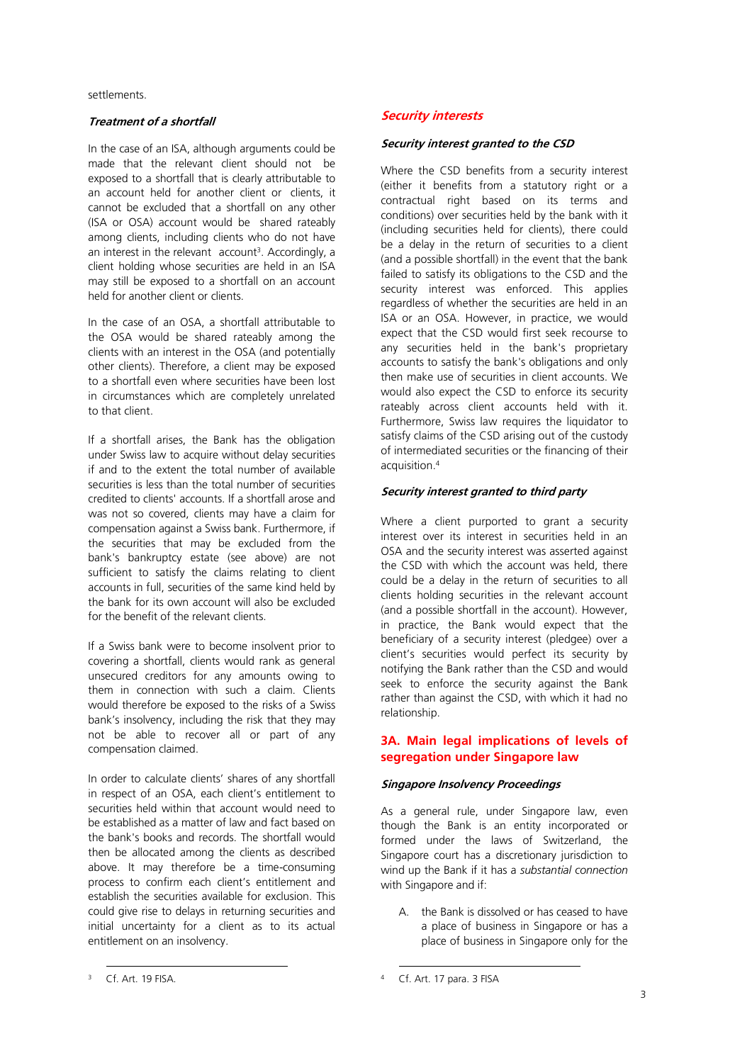settlements.

#### *Treatment of a shortfall*

In the case of an ISA, although arguments could be made that the relevant client should not be exposed to a shortfall that is clearly attributable to an account held for another client or clients, it cannot be excluded that a shortfall on any other (ISA or OSA) account would be shared rateably among clients, including clients who do not have an interest in the relevant account[3]. Accordingly, a client holding whose securities are held in an ISA may still be exposed to a shortfall on an account held for another client or clients.

In the case of an OSA, a shortfall attributable to the OSA would be shared rateably among the clients with an interest in the OSA (and potentially other clients). Therefore, a client may be exposed to a shortfall even where securities have been lost in circumstances which are completely unrelated to that client.

If a shortfall arises, the Bank has the obligation under Swiss law to acquire without delay securities if and to the extent the total number of available securities is less than the total number of securities credited to clients' accounts. If a shortfall arose and was not so covered, clients may have a claim for compensation against a Swiss bank. Furthermore, if the securities that may be excluded from the bank's bankruptcy estate (see above) are not sufficient to satisfy the claims relating to client accounts in full, securities of the same kind held by the bank for its own account will also be excluded for the benefit of the relevant clients.

If a Swiss bank were to become insolvent prior to covering a shortfall, clients would rank as general unsecured creditors for any amounts owing to them in connection with such a claim. Clients would therefore be exposed to the risks of a Swiss bank's insolvency, including the risk that they may not be able to recover all or part of any compensation claimed.

In order to calculate clients' shares of any shortfall in respect of an OSA, each client's entitlement to securities held within that account would need to be established as a matter of law and fact based on the bank's books and records. The shortfall would then be allocated among the clients as described above. It may therefore be a time-consuming process to confirm each client's entitlement and establish the securities available for exclusion. This could give rise to delays in returning securities and initial uncertainty for a client as to its actual entitlement on an insolvency.

### *Security interests*

#### *Security interest granted to the CSD*

Where the CSD benefits from a security interest (either it benefits from a statutory right or a contractual right based on its terms and conditions) over securities held by the bank with it (including securities held for clients), there could be a delay in the return of securities to a client (and a possible shortfall) in the event that the bank failed to satisfy its obligations to the CSD and the security interest was enforced. This applies regardless of whether the securities are held in an ISA or an OSA. However, in practice, we would expect that the CSD would first seek recourse to any securities held in the bank's proprietary accounts to satisfy the bank's obligations and only then make use of securities in client accounts. We would also expect the CSD to enforce its security rateably across client accounts held with it. Furthermore, Swiss law requires the liquidator to satisfy claims of the CSD arising out of the custody of intermediated securities or the financing of their acquisition.[4]

#### *Security interest granted to third party*

Where a client purported to grant a security interest over its interest in securities held in an OSA and the security interest was asserted against the CSD with which the account was held, there could be a delay in the return of securities to all clients holding securities in the relevant account (and a possible shortfall in the account). However, in practice, the Bank would expect that the beneficiary of a security interest (pledgee) over a client's securities would perfect its security by notifying the Bank rather than the CSD and would seek to enforce the security against the Bank rather than against the CSD, with which it had no relationship.

## 3A. Main legal implications of levels of segregation under Singapore law

#### *Singapore Insolvency Proceedings*

As a general rule, under Singapore law, even though the Bank is an entity incorporated or formed under the laws of Switzerland, the Singapore court has a discretionary jurisdiction to wind up the Bank if it has a *substantial connection* with Singapore and if:

A. the Bank is dissolved or has ceased to have a place of business in Singapore or has a place of business in Singapore only for the

---

[3] Cf. Art. 19 FISA.

[4] Cf. Art. 17 para. 3 FISA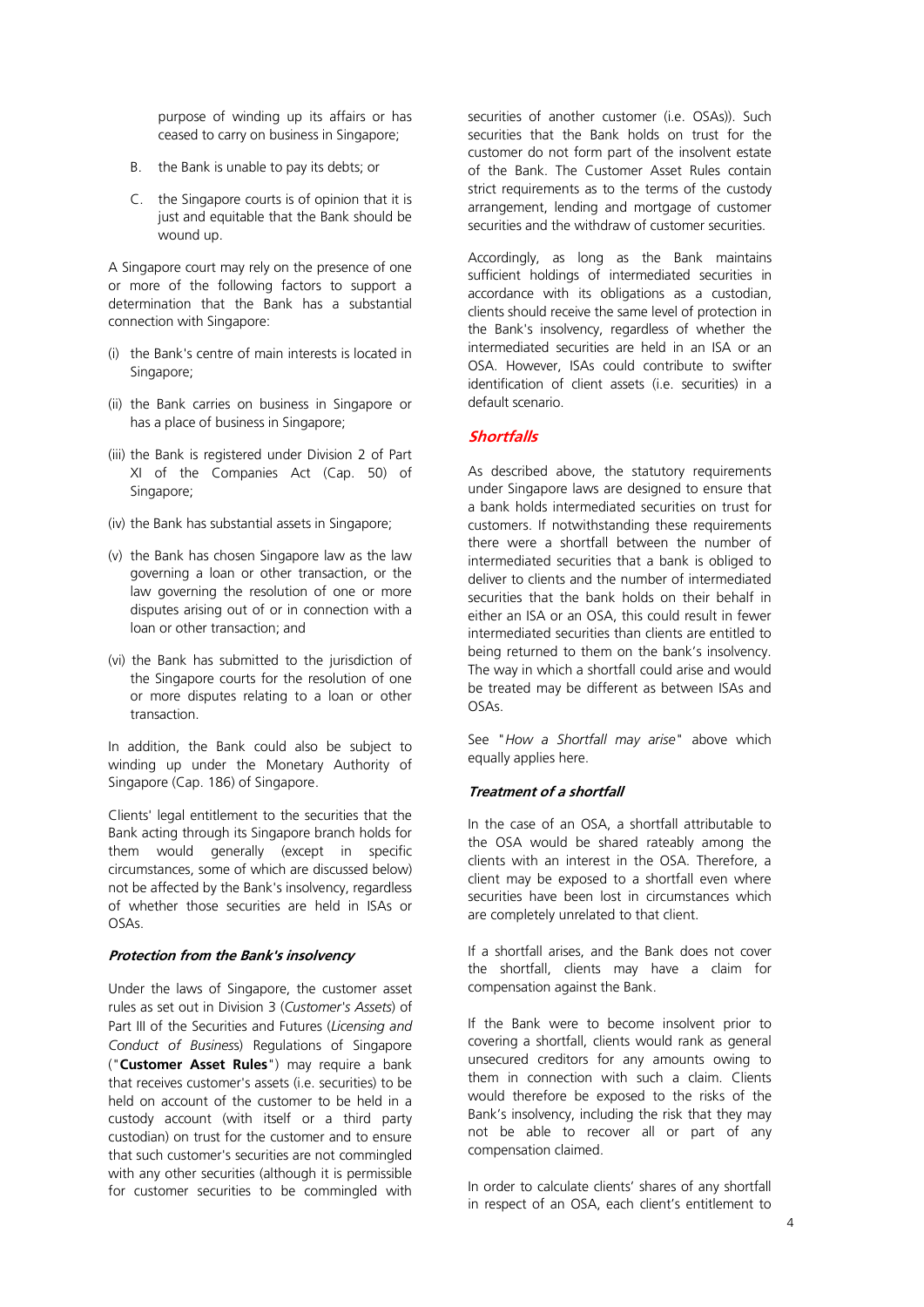purpose of winding up its affairs or has ceased to carry on business in Singapore;

B. the Bank is unable to pay its debts; or

C. the Singapore courts is of opinion that it is just and equitable that the Bank should be wound up.

A Singapore court may rely on the presence of one or more of the following factors to support a determination that the Bank has a substantial connection with Singapore:

(i) the Bank's centre of main interests is located in Singapore;

(ii) the Bank carries on business in Singapore or has a place of business in Singapore;

(iii) the Bank is registered under Division 2 of Part XI of the Companies Act (Cap. 50) of Singapore;

(iv) the Bank has substantial assets in Singapore;

(v) the Bank has chosen Singapore law as the law governing a loan or other transaction, or the law governing the resolution of one or more disputes arising out of or in connection with a loan or other transaction; and

(vi) the Bank has submitted to the jurisdiction of the Singapore courts for the resolution of one or more disputes relating to a loan or other transaction.

In addition, the Bank could also be subject to winding up under the Monetary Authority of Singapore (Cap. 186) of Singapore.

Clients' legal entitlement to the securities that the Bank acting through its Singapore branch holds for them would generally (except in specific circumstances, some of which are discussed below) not be affected by the Bank's insolvency, regardless of whether those securities are held in ISAs or OSAs.

#### *Protection from the Bank's insolvency*

Under the laws of Singapore, the customer asset rules as set out in Division 3 (*Customer's Assets*) of Part III of the Securities and Futures (*Licensing and Conduct of Business*) Regulations of Singapore ("**Customer Asset Rules**") may require a bank that receives customer's assets (i.e. securities) to be held on account of the customer to be held in a custody account (with itself or a third party custodian) on trust for the customer and to ensure that such customer's securities are not commingled with any other securities (although it is permissible for customer securities to be commingled with securities of another customer (i.e. OSAs)). Such securities that the Bank holds on trust for the customer do not form part of the insolvent estate of the Bank. The Customer Asset Rules contain strict requirements as to the terms of the custody arrangement, lending and mortgage of customer securities and the withdraw of customer securities.

Accordingly, as long as the Bank maintains sufficient holdings of intermediated securities in accordance with its obligations as a custodian, clients should receive the same level of protection in the Bank's insolvency, regardless of whether the intermediated securities are held in an ISA or an OSA. However, ISAs could contribute to swifter identification of client assets (i.e. securities) in a default scenario.

### *Shortfalls*

As described above, the statutory requirements under Singapore laws are designed to ensure that a bank holds intermediated securities on trust for customers. If notwithstanding these requirements there were a shortfall between the number of intermediated securities that a bank is obliged to deliver to clients and the number of intermediated securities that the bank holds on their behalf in either an ISA or an OSA, this could result in fewer intermediated securities than clients are entitled to being returned to them on the bank's insolvency. The way in which a shortfall could arise and would be treated may be different as between ISAs and OSAs.

See "*How a Shortfall may arise*" above which equally applies here.

#### *Treatment of a shortfall*

In the case of an OSA, a shortfall attributable to the OSA would be shared rateably among the clients with an interest in the OSA. Therefore, a client may be exposed to a shortfall even where securities have been lost in circumstances which are completely unrelated to that client.

If a shortfall arises, and the Bank does not cover the shortfall, clients may have a claim for compensation against the Bank.

If the Bank were to become insolvent prior to covering a shortfall, clients would rank as general unsecured creditors for any amounts owing to them in connection with such a claim. Clients would therefore be exposed to the risks of the Bank's insolvency, including the risk that they may not be able to recover all or part of any compensation claimed.

In order to calculate clients' shares of any shortfall in respect of an OSA, each client's entitlement to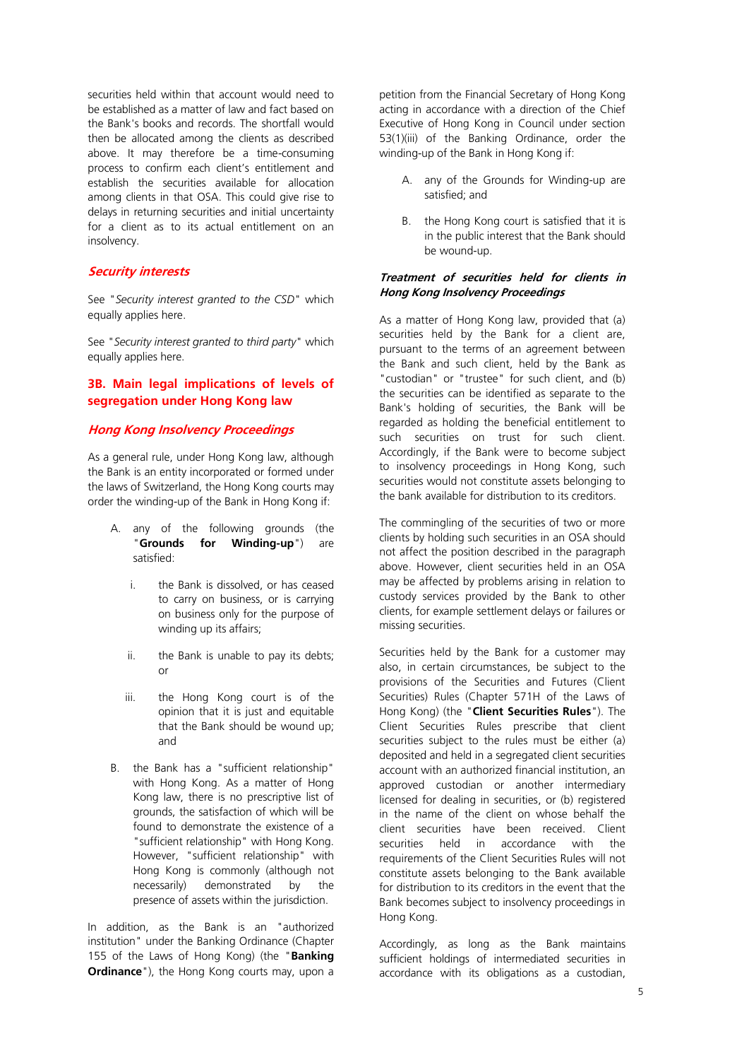securities held within that account would need to be established as a matter of law and fact based on the Bank's books and records. The shortfall would then be allocated among the clients as described above. It may therefore be a time-consuming process to confirm each client's entitlement and establish the securities available for allocation among clients in that OSA. This could give rise to delays in returning securities and initial uncertainty for a client as to its actual entitlement on an insolvency.

### *Security interests*

See "*Security interest granted to the CSD*" which equally applies here.

See "*Security interest granted to third party*" which equally applies here.

## 3B. Main legal implications of levels of segregation under Hong Kong law

### *Hong Kong Insolvency Proceedings*

As a general rule, under Hong Kong law, although the Bank is an entity incorporated or formed under the laws of Switzerland, the Hong Kong courts may order the winding-up of the Bank in Hong Kong if:

A. any of the following grounds (the "**Grounds for Winding-up**") are satisfied:

   i. the Bank is dissolved, or has ceased to carry on business, or is carrying on business only for the purpose of winding up its affairs;

   ii. the Bank is unable to pay its debts; or

   iii. the Hong Kong court is of the opinion that it is just and equitable that the Bank should be wound up; and

B. the Bank has a "sufficient relationship" with Hong Kong. As a matter of Hong Kong law, there is no prescriptive list of grounds, the satisfaction of which will be found to demonstrate the existence of a "sufficient relationship" with Hong Kong. However, "sufficient relationship" with Hong Kong is commonly (although not necessarily) demonstrated by the presence of assets within the jurisdiction.

In addition, as the Bank is an "authorized institution" under the Banking Ordinance (Chapter 155 of the Laws of Hong Kong) (the "**Banking Ordinance**"), the Hong Kong courts may, upon a petition from the Financial Secretary of Hong Kong acting in accordance with a direction of the Chief Executive of Hong Kong in Council under section 53(1)(iii) of the Banking Ordinance, order the winding-up of the Bank in Hong Kong if:

A. any of the Grounds for Winding-up are satisfied; and

B. the Hong Kong court is satisfied that it is in the public interest that the Bank should be wound-up.

#### *Treatment of securities held for clients in Hong Kong Insolvency Proceedings*

As a matter of Hong Kong law, provided that (a) securities held by the Bank for a client are, pursuant to the terms of an agreement between the Bank and such client, held by the Bank as "custodian" or "trustee" for such client, and (b) the securities can be identified as separate to the Bank's holding of securities, the Bank will be regarded as holding the beneficial entitlement to such securities on trust for such client. Accordingly, if the Bank were to become subject to insolvency proceedings in Hong Kong, such securities would not constitute assets belonging to the bank available for distribution to its creditors.

The commingling of the securities of two or more clients by holding such securities in an OSA should not affect the position described in the paragraph above. However, client securities held in an OSA may be affected by problems arising in relation to custody services provided by the Bank to other clients, for example settlement delays or failures or missing securities.

Securities held by the Bank for a customer may also, in certain circumstances, be subject to the provisions of the Securities and Futures (Client Securities) Rules (Chapter 571H of the Laws of Hong Kong) (the "**Client Securities Rules**"). The Client Securities Rules prescribe that client securities subject to the rules must be either (a) deposited and held in a segregated client securities account with an authorized financial institution, an approved custodian or another intermediary licensed for dealing in securities, or (b) registered in the name of the client on whose behalf the client securities have been received. Client securities held in accordance with the requirements of the Client Securities Rules will not constitute assets belonging to the Bank available for distribution to its creditors in the event that the Bank becomes subject to insolvency proceedings in Hong Kong.

Accordingly, as long as the Bank maintains sufficient holdings of intermediated securities in accordance with its obligations as a custodian,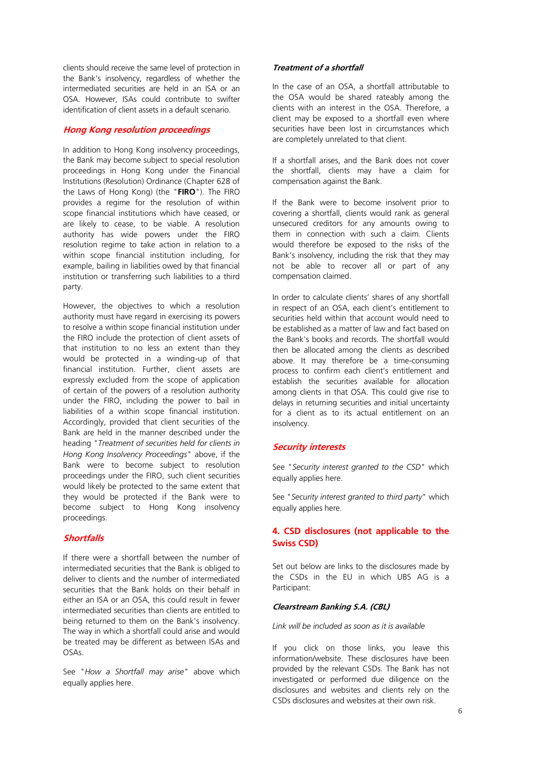clients should receive the same level of protection in the Bank's insolvency, regardless of whether the intermediated securities are held in an ISA or an OSA. However, ISAs could contribute to swifter identification of client assets in a default scenario.

### *Hong Kong resolution proceedings*

In addition to Hong Kong insolvency proceedings, the Bank may become subject to special resolution proceedings in Hong Kong under the Financial Institutions (Resolution) Ordinance (Chapter 628 of the Laws of Hong Kong) (the "**FIRO**"). The FIRO provides a regime for the resolution of within scope financial institutions which have ceased, or are likely to cease, to be viable. A resolution authority has wide powers under the FIRO resolution regime to take action in relation to a within scope financial institution including, for example, bailing in liabilities owed by that financial institution or transferring such liabilities to a third party.

However, the objectives to which a resolution authority must have regard in exercising its powers to resolve a within scope financial institution under the FIRO include the protection of client assets of that institution to no less an extent than they would be protected in a winding-up of that financial institution. Further, client assets are expressly excluded from the scope of application of certain of the powers of a resolution authority under the FIRO, including the power to bail in liabilities of a within scope financial institution. Accordingly, provided that client securities of the Bank are held in the manner described under the heading "*Treatment of securities held for clients in Hong Kong Insolvency Proceedings*" above, if the Bank were to become subject to resolution proceedings under the FIRO, such client securities would likely be protected to the same extent that they would be protected if the Bank were to become subject to Hong Kong insolvency proceedings.

### *Shortfalls*

If there were a shortfall between the number of intermediated securities that the Bank is obliged to deliver to clients and the number of intermediated securities that the Bank holds on their behalf in either an ISA or an OSA, this could result in fewer intermediated securities than clients are entitled to being returned to them on the Bank's insolvency. The way in which a shortfall could arise and would be treated may be different as between ISAs and OSAs.

See "*How a Shortfall may arise*" above which equally applies here.

#### *Treatment of a shortfall*

In the case of an OSA, a shortfall attributable to the OSA would be shared rateably among the clients with an interest in the OSA. Therefore, a client may be exposed to a shortfall even where securities have been lost in circumstances which are completely unrelated to that client.

If a shortfall arises, and the Bank does not cover the shortfall, clients may have a claim for compensation against the Bank.

If the Bank were to become insolvent prior to covering a shortfall, clients would rank as general unsecured creditors for any amounts owing to them in connection with such a claim. Clients would therefore be exposed to the risks of the Bank's insolvency, including the risk that they may not be able to recover all or part of any compensation claimed.

In order to calculate clients' shares of any shortfall in respect of an OSA, each client's entitlement to securities held within that account would need to be established as a matter of law and fact based on the Bank's books and records. The shortfall would then be allocated among the clients as described above. It may therefore be a time-consuming process to confirm each client's entitlement and establish the securities available for allocation among clients in that OSA. This could give rise to delays in returning securities and initial uncertainty for a client as to its actual entitlement on an insolvency.

### *Security interests*

See "*Security interest granted to the CSD*" which equally applies here.

See "*Security interest granted to third party*" which equally applies here.

## 4. CSD disclosures (not applicable to the Swiss CSD)

Set out below are links to the disclosures made by the CSDs in the EU in which UBS AG is a Participant:

#### *Clearstream Banking S.A. (CBL)*

*Link will be included as soon as it is available*

If you click on those links, you leave this information/website. These disclosures have been provided by the relevant CSDs. The Bank has not investigated or performed due diligence on the disclosures and websites and clients rely on the CSDs disclosures and websites at their own risk.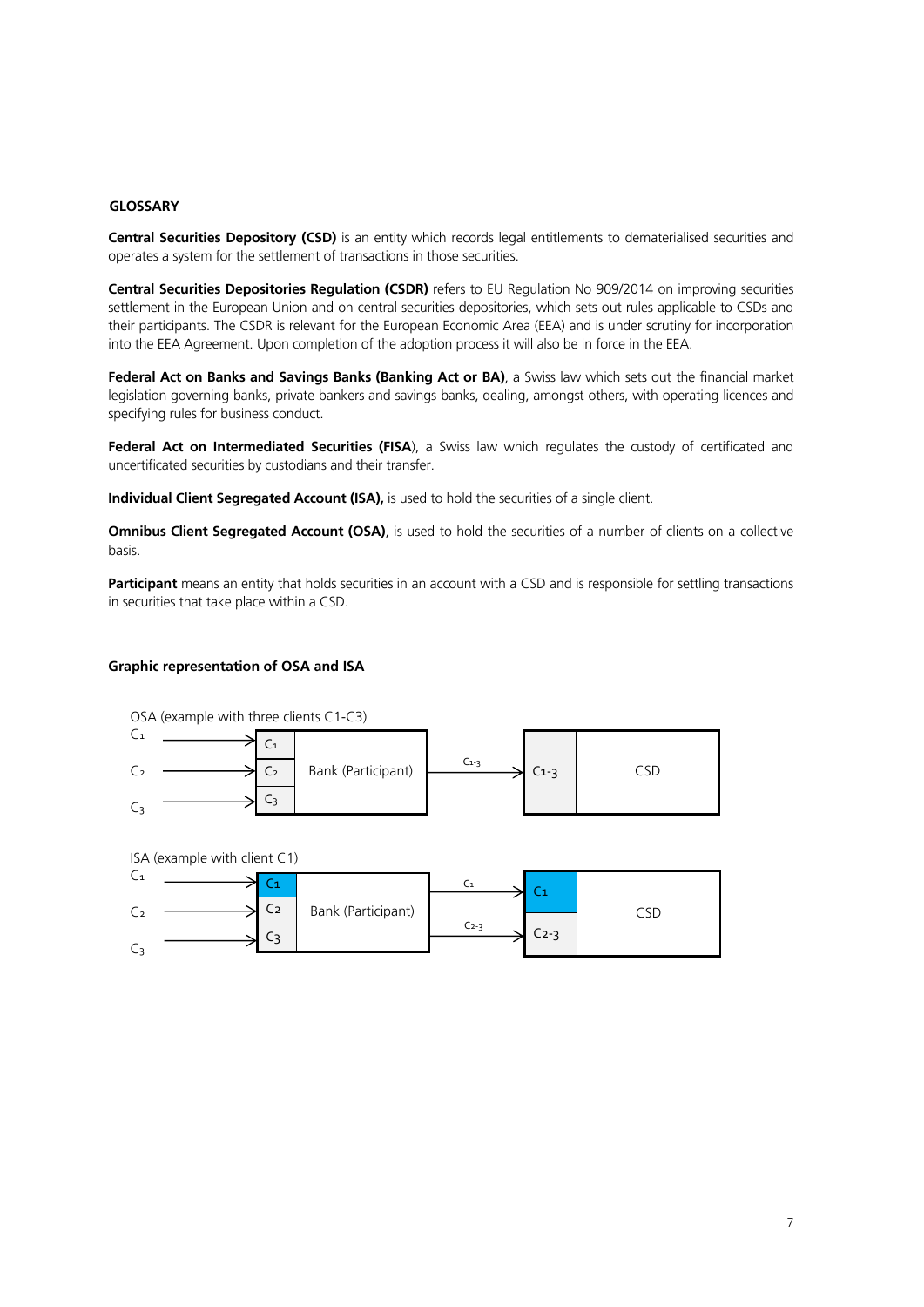**GLOSSARY**

**Central Securities Depository (CSD)** is an entity which records legal entitlements to dematerialised securities and operates a system for the settlement of transactions in those securities.

**Central Securities Depositories Regulation (CSDR)** refers to EU Regulation No 909/2014 on improving securities settlement in the European Union and on central securities depositories, which sets out rules applicable to CSDs and their participants. The CSDR is relevant for the European Economic Area (EEA) and is under scrutiny for incorporation into the EEA Agreement. Upon completion of the adoption process it will also be in force in the EEA.

**Federal Act on Banks and Savings Banks (Banking Act or BA)**, a Swiss law which sets out the financial market legislation governing banks, private bankers and savings banks, dealing, amongst others, with operating licences and specifying rules for business conduct.

**Federal Act on Intermediated Securities (FISA**), a Swiss law which regulates the custody of certificated and uncertificated securities by custodians and their transfer.

**Individual Client Segregated Account (ISA),** is used to hold the securities of a single client.

**Omnibus Client Segregated Account (OSA)**, is used to hold the securities of a number of clients on a collective basis.

**Participant** means an entity that holds securities in an account with a CSD and is responsible for settling transactions in securities that take place within a CSD.

**Graphic representation of OSA and ISA**

OSA (example with three clients C1-C3)

C1
C2
C3
C1
C2
C3
Bank (Participant)
C1-3
C1-3
CSD

ISA (example with client C1)

C1
C2
C3
C1
C2
C3
Bank (Participant)
C1
C2-3
C1
C2-3
CSD